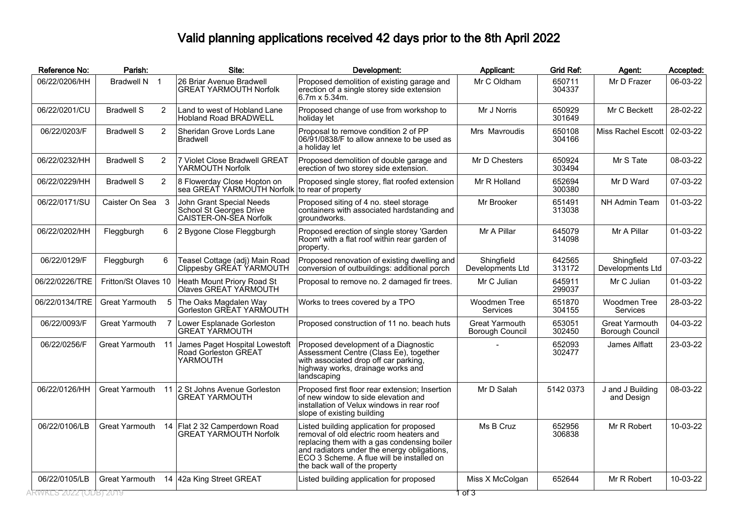# Valid planning applications received 42 days prior to the 8th April 2022

| Reference No: | Parish: | Site: | Development: | Applicant: | Grid Ref: | Agent: | Accepted: |
|---|---|---|---|---|---|---|---|
| 06/22/0206/HH | Bradwell N 1 | 26 Briar Avenue Bradwell GREAT YARMOUTH Norfolk | Proposed demolition of existing garage and erection of a single storey side extension 6.7m x 5.34m. | Mr C Oldham | 650711 304337 | Mr D Frazer | 06-03-22 |
| 06/22/0201/CU | Bradwell S 2 | Land to west of Hobland Lane Hobland Road BRADWELL | Proposed change of use from workshop to holiday let | Mr J Norris | 650929 301649 | Mr C Beckett | 28-02-22 |
| 06/22/0203/F | Bradwell S 2 | Sheridan Grove Lords Lane Bradwell | Proposal to remove condition 2 of PP 06/91/0838/F to allow annexe to be used as a holiday let | Mrs Mavroudis | 650108 304166 | Miss Rachel Escott | 02-03-22 |
| 06/22/0232/HH | Bradwell S 2 | 7 Violet Close Bradwell GREAT YARMOUTH Norfolk | Proposed demolition of double garage and erection of two storey side extension. | Mr D Chesters | 650924 303494 | Mr S Tate | 08-03-22 |
| 06/22/0229/HH | Bradwell S 2 | 8 Flowerday Close Hopton on sea GREAT YARMOUTH Norfolk | Proposed single storey, flat roofed extension to rear of property | Mr R Holland | 652694 300380 | Mr D Ward | 07-03-22 |
| 06/22/0171/SU | Caister On Sea 3 | John Grant Special Needs School St Georges Drive CAISTER-ON-SEA Norfolk | Proposed siting of 4 no. steel storage containers with associated hardstanding and groundworks. | Mr Brooker | 651491 313038 | NH Admin Team | 01-03-22 |
| 06/22/0202/HH | Fleggburgh 6 | 2 Bygone Close Fleggburgh | Proposed erection of single storey 'Garden Room' with a flat roof within rear garden of property. | Mr A Pillar | 645079 314098 | Mr A Pillar | 01-03-22 |
| 06/22/0129/F | Fleggburgh 6 | Teasel Cottage (adj) Main Road Clippesby GREAT YARMOUTH | Proposed renovation of existing dwelling and conversion of outbuildings: additional porch | Shingfield Developments Ltd | 642565 313172 | Shingfield Developments Ltd | 07-03-22 |
| 06/22/0226/TRE | Fritton/St Olaves 10 | Heath Mount Priory Road St Olaves GREAT YARMOUTH | Proposal to remove no. 2 damaged fir trees. | Mr C Julian | 645911 299037 | Mr C Julian | 01-03-22 |
| 06/22/0134/TRE | Great Yarmouth 5 | The Oaks Magdalen Way Gorleston GREAT YARMOUTH | Works to trees covered by a TPO | Woodmen Tree Services | 651870 304155 | Woodmen Tree Services | 28-03-22 |
| 06/22/0093/F | Great Yarmouth 7 | Lower Esplanade Gorleston GREAT YARMOUTH | Proposed construction of 11 no. beach huts | Great Yarmouth Borough Council | 653051 302450 | Great Yarmouth Borough Council | 04-03-22 |
| 06/22/0256/F | Great Yarmouth 11 | James Paget Hospital Lowestoft Road Gorleston GREAT YARMOUTH | Proposed development of a Diagnostic Assessment Centre (Class Ee), together with associated drop off car parking, highway works, drainage works and landscaping | - | 652093 302477 | James Alflatt | 23-03-22 |
| 06/22/0126/HH | Great Yarmouth 11 | 2 St Johns Avenue Gorleston GREAT YARMOUTH | Proposed first floor rear extension; Insertion of new window to side elevation and installation of Velux windows in rear roof slope of existing building | Mr D Salah | 5142 0373 | J and J Building and Design | 08-03-22 |
| 06/22/0106/LB | Great Yarmouth 14 | Flat 2 32 Camperdown Road GREAT YARMOUTH Norfolk | Listed building application for proposed removal of old electric room heaters and replacing them with a gas condensing boiler and radiators under the energy obligations, ECO 3 Scheme. A flue will be installed on the back wall of the property | Ms B Cruz | 652956 306838 | Mr R Robert | 10-03-22 |
| 06/22/0105/LB | Great Yarmouth 14 | 42a King Street GREAT | Listed building application for proposed | Miss X McColgan | 652644 | Mr R Robert | 10-03-22 |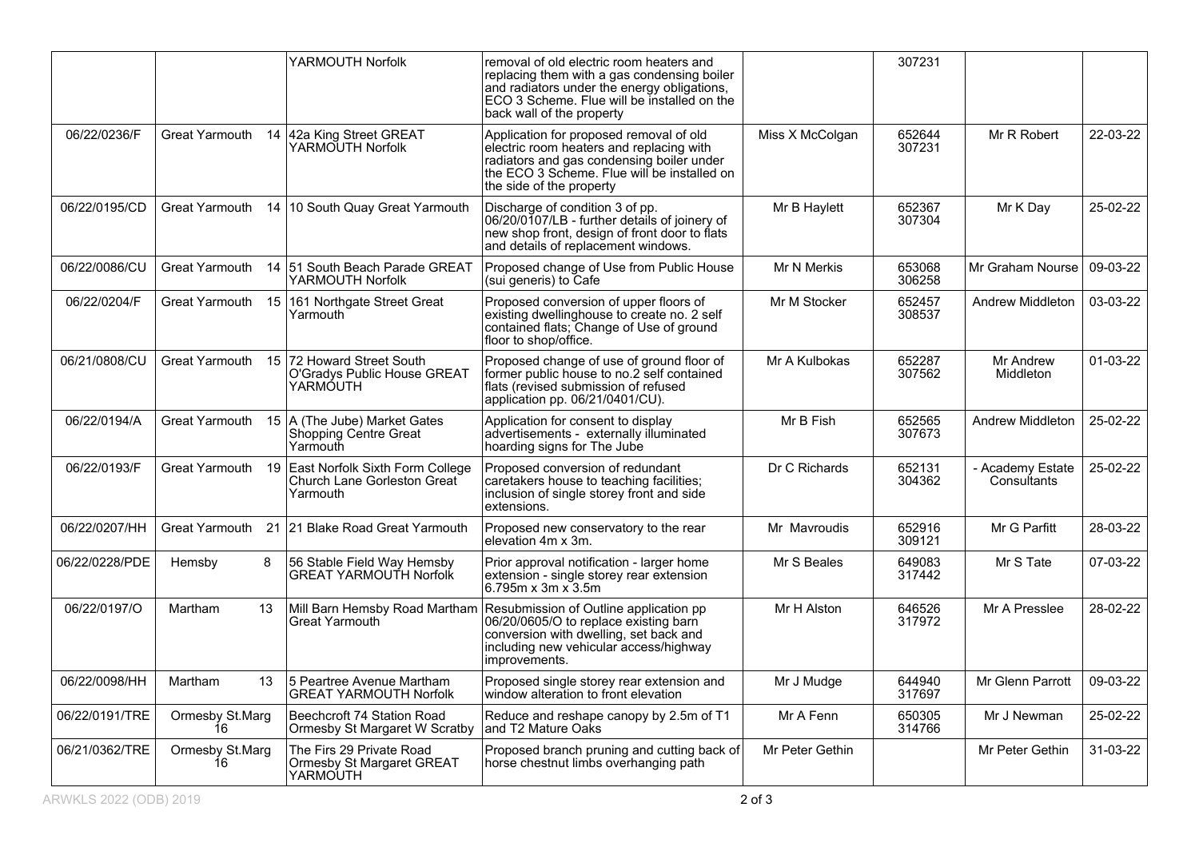| | | | | | | | |
|---|---|---|---|---|---|---|---|
| | | YARMOUTH Norfolk | removal of old electric room heaters and replacing them with a gas condensing boiler and radiators under the energy obligations, ECO 3 Scheme. Flue will be installed on the back wall of the property | | 307231 | | |
| 06/22/0236/F | Great Yarmouth 14 | 42a King Street GREAT YARMOUTH Norfolk | Application for proposed removal of old electric room heaters and replacing with radiators and gas condensing boiler under the ECO 3 Scheme. Flue will be installed on the side of the property | Miss X McColgan | 652644 307231 | Mr R Robert | 22-03-22 |
| 06/22/0195/CD | Great Yarmouth 14 | 10 South Quay Great Yarmouth | Discharge of condition 3 of pp. 06/20/0107/LB - further details of joinery of new shop front, design of front door to flats and details of replacement windows. | Mr B Haylett | 652367 307304 | Mr K Day | 25-02-22 |
| 06/22/0086/CU | Great Yarmouth 14 | 51 South Beach Parade GREAT YARMOUTH Norfolk | Proposed change of Use from Public House (sui generis) to Cafe | Mr N Merkis | 653068 306258 | Mr Graham Nourse | 09-03-22 |
| 06/22/0204/F | Great Yarmouth 15 | 161 Northgate Street Great Yarmouth | Proposed conversion of upper floors of existing dwellinghouse to create no. 2 self contained flats; Change of Use of ground floor to shop/office. | Mr M Stocker | 652457 308537 | Andrew Middleton | 03-03-22 |
| 06/21/0808/CU | Great Yarmouth 15 | 72 Howard Street South O'Gradys Public House GREAT YARMOUTH | Proposed change of use of ground floor of former public house to no.2 self contained flats (revised submission of refused application pp. 06/21/0401/CU). | Mr A Kulbokas | 652287 307562 | Mr Andrew Middleton | 01-03-22 |
| 06/22/0194/A | Great Yarmouth 15 | A (The Jube) Market Gates Shopping Centre Great Yarmouth | Application for consent to display advertisements - externally illuminated hoarding signs for The Jube | Mr B Fish | 652565 307673 | Andrew Middleton | 25-02-22 |
| 06/22/0193/F | Great Yarmouth 19 | East Norfolk Sixth Form College Church Lane Gorleston Great Yarmouth | Proposed conversion of redundant caretakers house to teaching facilities; inclusion of single storey front and side extensions. | Dr C Richards | 652131 304362 | - Academy Estate Consultants | 25-02-22 |
| 06/22/0207/HH | Great Yarmouth 21 | 21 Blake Road Great Yarmouth | Proposed new conservatory to the rear elevation 4m x 3m. | Mr Mavroudis | 652916 309121 | Mr G Parfitt | 28-03-22 |
| 06/22/0228/PDE | Hemsby 8 | 56 Stable Field Way Hemsby GREAT YARMOUTH Norfolk | Prior approval notification - larger home extension - single storey rear extension 6.795m x 3m x 3.5m | Mr S Beales | 649083 317442 | Mr S Tate | 07-03-22 |
| 06/22/0197/O | Martham 13 | Mill Barn Hemsby Road Martham Great Yarmouth | Resubmission of Outline application pp 06/20/0605/O to replace existing barn conversion with dwelling, set back and including new vehicular access/highway improvements. | Mr H Alston | 646526 317972 | Mr A Presslee | 28-02-22 |
| 06/22/0098/HH | Martham 13 | 5 Peartree Avenue Martham GREAT YARMOUTH Norfolk | Proposed single storey rear extension and window alteration to front elevation | Mr J Mudge | 644940 317697 | Mr Glenn Parrott | 09-03-22 |
| 06/22/0191/TRE | Ormesby St.Marg 16 | Beechcroft 74 Station Road Ormesby St Margaret W Scratby | Reduce and reshape canopy by 2.5m of T1 and T2 Mature Oaks | Mr A Fenn | 650305 314766 | Mr J Newman | 25-02-22 |
| 06/21/0362/TRE | Ormesby St.Marg 16 | The Firs 29 Private Road Ormesby St Margaret GREAT YARMOUTH | Proposed branch pruning and cutting back of horse chestnut limbs overhanging path | Mr Peter Gethin | | Mr Peter Gethin | 31-03-22 |

ARWKLS 2022 (ODB) 2019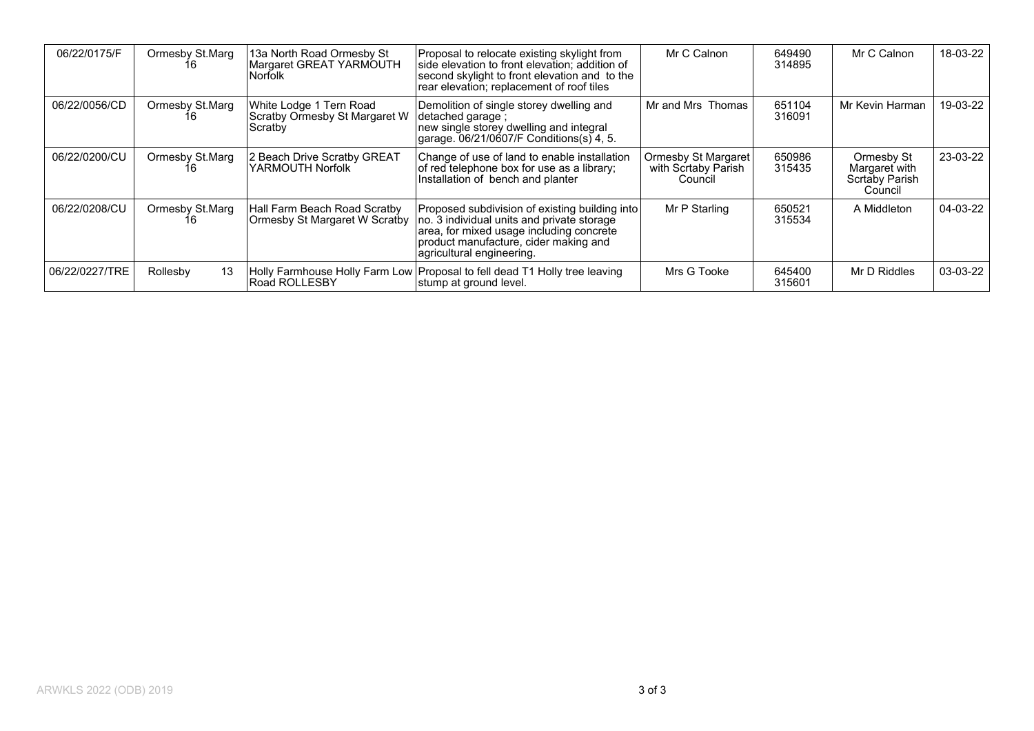| | | | | | | | |
|---|---|---|---|---|---|---|---|
| 06/22/0175/F | Ormesby St.Marg 16 | 13a North Road Ormesby St Margaret GREAT YARMOUTH Norfolk | Proposal to relocate existing skylight from side elevation to front elevation; addition of second skylight to front elevation and to the rear elevation; replacement of roof tiles | Mr C Calnon | 649490 314895 | Mr C Calnon | 18-03-22 |
| 06/22/0056/CD | Ormesby St.Marg 16 | White Lodge 1 Tern Road Scratby Ormesby St Margaret W Scratby | Demolition of single storey dwelling and detached garage ; new single storey dwelling and integral garage. 06/21/0607/F Conditions(s) 4, 5. | Mr and Mrs Thomas | 651104 316091 | Mr Kevin Harman | 19-03-22 |
| 06/22/0200/CU | Ormesby St.Marg 16 | 2 Beach Drive Scratby GREAT YARMOUTH Norfolk | Change of use of land to enable installation of red telephone box for use as a library; Installation of bench and planter | Ormesby St Margaret with Scrtaby Parish Council | 650986 315435 | Ormesby St Margaret with Scrtaby Parish Council | 23-03-22 |
| 06/22/0208/CU | Ormesby St.Marg 16 | Hall Farm Beach Road Scratby Ormesby St Margaret W Scratby | Proposed subdivision of existing building into no. 3 individual units and private storage area, for mixed usage including concrete product manufacture, cider making and agricultural engineering. | Mr P Starling | 650521 315534 | A Middleton | 04-03-22 |
| 06/22/0227/TRE | Rollesby 13 | Holly Farmhouse Holly Farm Low Road ROLLESBY | Proposal to fell dead T1 Holly tree leaving stump at ground level. | Mrs G Tooke | 645400 315601 | Mr D Riddles | 03-03-22 |